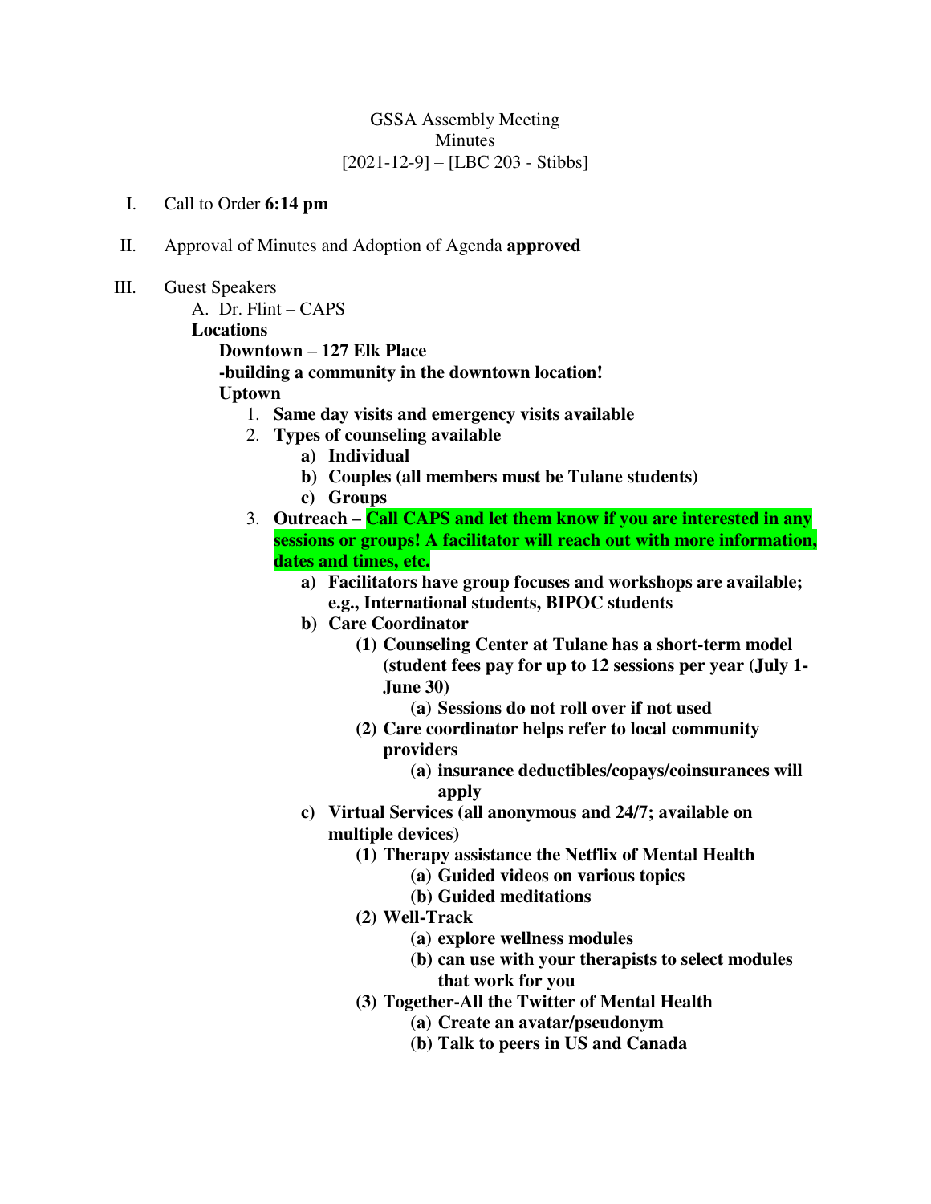GSSA Assembly Meeting
Minutes
[2021-12-9] – [LBC 203 - Stibbs]

I. Call to Order **6:14 pm**

II. Approval of Minutes and Adoption of Agenda **approved**

III. Guest Speakers
   A. Dr. Flint – CAPS
   **Locations**
      **Downtown – 127 Elk Place**
      **-building a community in the downtown location!**
      **Uptown**
      1. **Same day visits and emergency visits available**
      2. **Types of counseling available**
         a) **Individual**
         b) **Couples (all members must be Tulane students)**
         c) **Groups**
      3. **Outreach – Call CAPS and let them know if you are interested in any sessions or groups! A facilitator will reach out with more information, dates and times, etc.**
         a) **Facilitators have group focuses and workshops are available; e.g., International students, BIPOC students**
         b) **Care Coordinator**
            (1) **Counseling Center at Tulane has a short-term model (student fees pay for up to 12 sessions per year (July 1-June 30)**
               (a) **Sessions do not roll over if not used**
            (2) **Care coordinator helps refer to local community providers**
               (a) **insurance deductibles/copays/coinsurances will apply**
         c) **Virtual Services (all anonymous and 24/7; available on multiple devices)**
            (1) **Therapy assistance the Netflix of Mental Health**
               (a) **Guided videos on various topics**
               (b) **Guided meditations**
            (2) **Well-Track**
               (a) **explore wellness modules**
               (b) **can use with your therapists to select modules that work for you**
            (3) **Together-All the Twitter of Mental Health**
               (a) **Create an avatar/pseudonym**
               (b) **Talk to peers in US and Canada**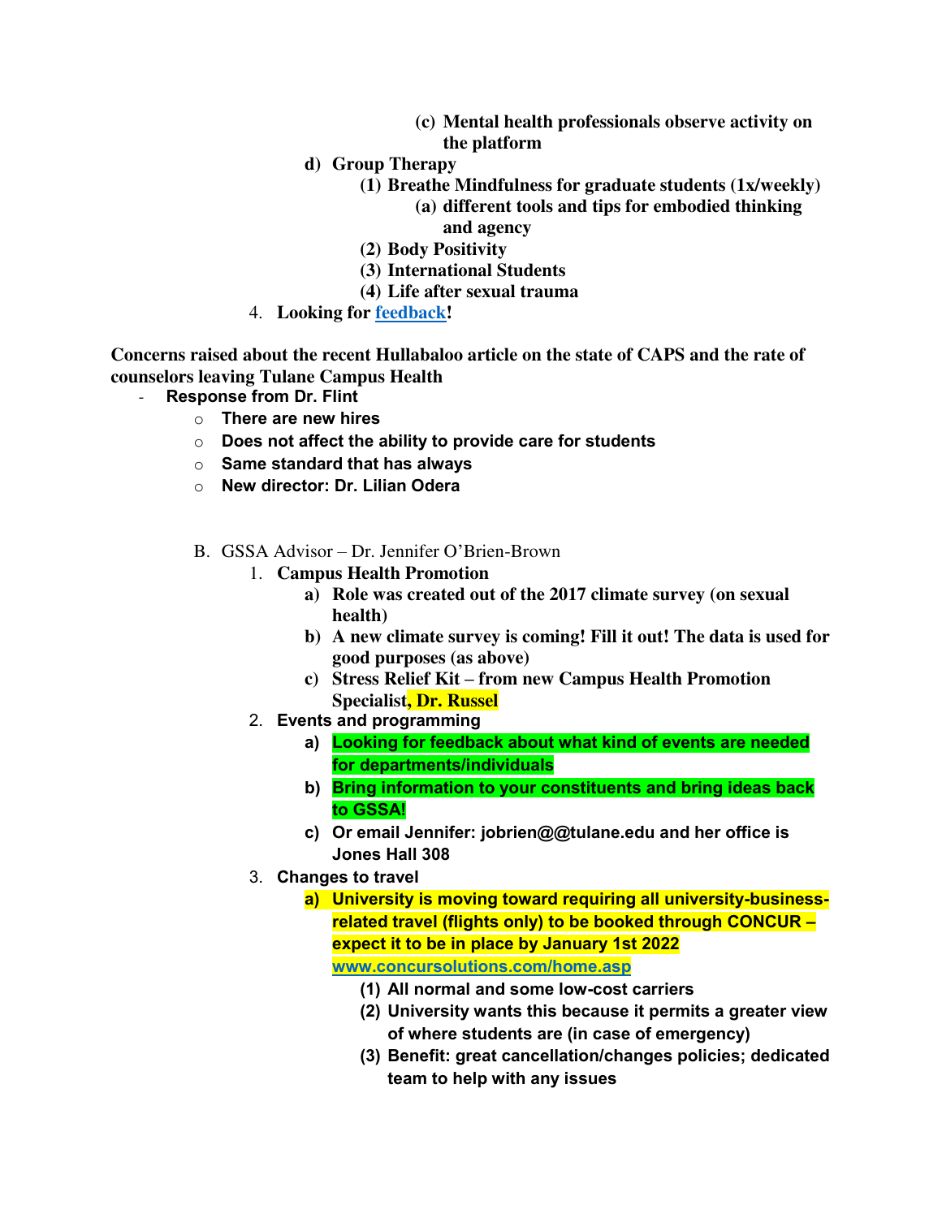(c) **Mental health professionals observe activity on the platform**

    d) **Group Therapy**
        (1) **Breathe Mindfulness for graduate students (1x/weekly)**
            (a) **different tools and tips for embodied thinking and agency**
        (2) **Body Positivity**
        (3) **International Students**
        (4) **Life after sexual trauma**

4. **Looking for [feedback](feedback)!**

**Concerns raised about the recent Hullabaloo article on the state of CAPS and the rate of counselors leaving Tulane Campus Health**

- **Response from Dr. Flint**
    - **There are new hires**
    - **Does not affect the ability to provide care for students**
    - **Same standard that has always**
    - **New director: Dr. Lilian Odera**

B. GSSA Advisor – Dr. Jennifer O'Brien-Brown

1. **Campus Health Promotion**
    a) **Role was created out of the 2017 climate survey (on sexual health)**
    b) **A new climate survey is coming! Fill it out! The data is used for good purposes (as above)**
    c) **Stress Relief Kit – from new Campus Health Promotion Specialist, Dr. Russel**
2. **Events and programming**
    a) **Looking for feedback about what kind of events are needed for departments/individuals**
    b) **Bring information to your constituents and bring ideas back to GSSA!**
    c) **Or email Jennifer: jobrien@@tulane.edu and her office is Jones Hall 308**
3. **Changes to travel**
    a) **University is moving toward requiring all university-business-related travel (flights only) to be booked through CONCUR – expect it to be in place by January 1st 2022 [www.concursolutions.com/home.asp](www.concursolutions.com/home.asp)**
        (1) **All normal and some low-cost carriers**
        (2) **University wants this because it permits a greater view of where students are (in case of emergency)**
        (3) **Benefit: great cancellation/changes policies; dedicated team to help with any issues**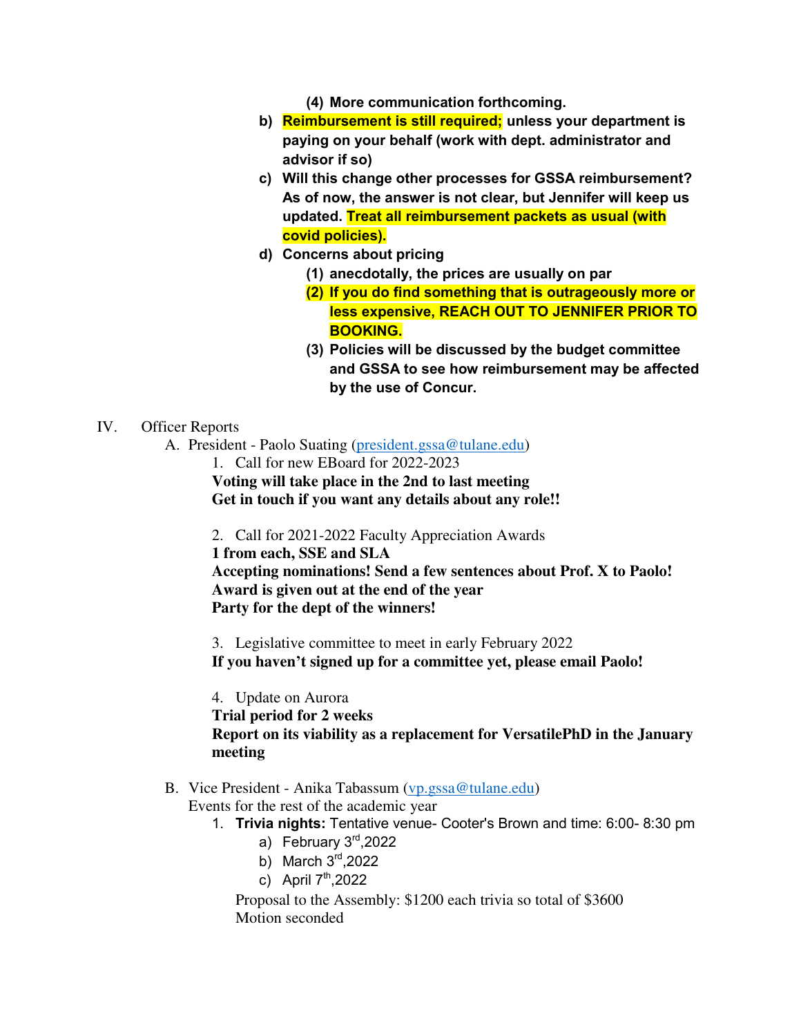(4) **More communication forthcoming.**

b) **Reimbursement is still required; unless your department is paying on your behalf (work with dept. administrator and advisor if so)**

c) **Will this change other processes for GSSA reimbursement? As of now, the answer is not clear, but Jennifer will keep us updated. Treat all reimbursement packets as usual (with covid policies).**

d) **Concerns about pricing**

(1) **anecdotally, the prices are usually on par**

(2) **If you do find something that is outrageously more or less expensive, REACH OUT TO JENNIFER PRIOR TO BOOKING.**

(3) **Policies will be discussed by the budget committee and GSSA to see how reimbursement may be affected by the use of Concur.**

IV. Officer Reports

A. President - Paolo Suating (president.gssa@tulane.edu)

1. Call for new EBoard for 2022-2023

**Voting will take place in the 2nd to last meeting**
**Get in touch if you want any details about any role!!**

2. Call for 2021-2022 Faculty Appreciation Awards

**1 from each, SSE and SLA**
**Accepting nominations! Send a few sentences about Prof. X to Paolo!**
**Award is given out at the end of the year**
**Party for the dept of the winners!**

3. Legislative committee to meet in early February 2022

**If you haven't signed up for a committee yet, please email Paolo!**

4. Update on Aurora

**Trial period for 2 weeks**
**Report on its viability as a replacement for VersatilePhD in the January meeting**

B. Vice President - Anika Tabassum (vp.gssa@tulane.edu)

Events for the rest of the academic year

1. **Trivia nights:** Tentative venue- Cooter's Brown and time: 6:00- 8:30 pm
   a) February 3rd,2022
   b) March 3rd,2022
   c) April 7th,2022

Proposal to the Assembly: $1200 each trivia so total of $3600
Motion seconded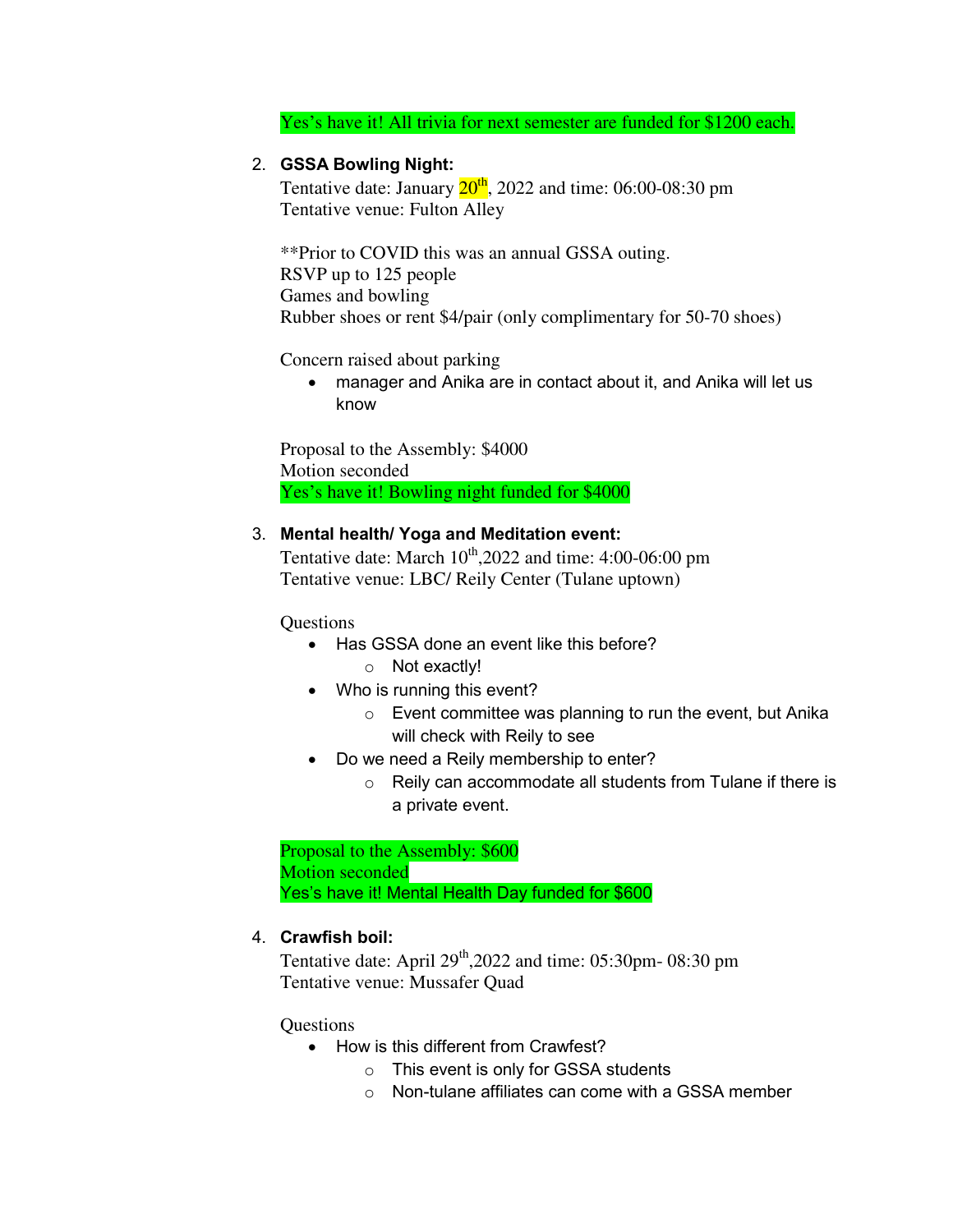Yes's have it! All trivia for next semester are funded for $1200 each.

2. **GSSA Bowling Night:**
   Tentative date: January 20th, 2022 and time: 06:00-08:30 pm
   Tentative venue: Fulton Alley

   **Prior to COVID this was an annual GSSA outing.
   RSVP up to 125 people
   Games and bowling
   Rubber shoes or rent $4/pair (only complimentary for 50-70 shoes)

   Concern raised about parking
   - manager and Anika are in contact about it, and Anika will let us know

   Proposal to the Assembly: $4000
   Motion seconded
   Yes's have it! Bowling night funded for $4000

3. **Mental health/ Yoga and Meditation event:**
   Tentative date: March 10th,2022 and time: 4:00-06:00 pm
   Tentative venue: LBC/ Reily Center (Tulane uptown)

   Questions
   - Has GSSA done an event like this before?
     - Not exactly!
   - Who is running this event?
     - Event committee was planning to run the event, but Anika will check with Reily to see
   - Do we need a Reily membership to enter?
     - Reily can accommodate all students from Tulane if there is a private event.

   Proposal to the Assembly: $600
   Motion seconded
   Yes's have it! Mental Health Day funded for $600

4. **Crawfish boil:**
   Tentative date: April 29th,2022 and time: 05:30pm- 08:30 pm
   Tentative venue: Mussafer Quad

   Questions
   - How is this different from Crawfest?
     - This event is only for GSSA students
     - Non-tulane affiliates can come with a GSSA member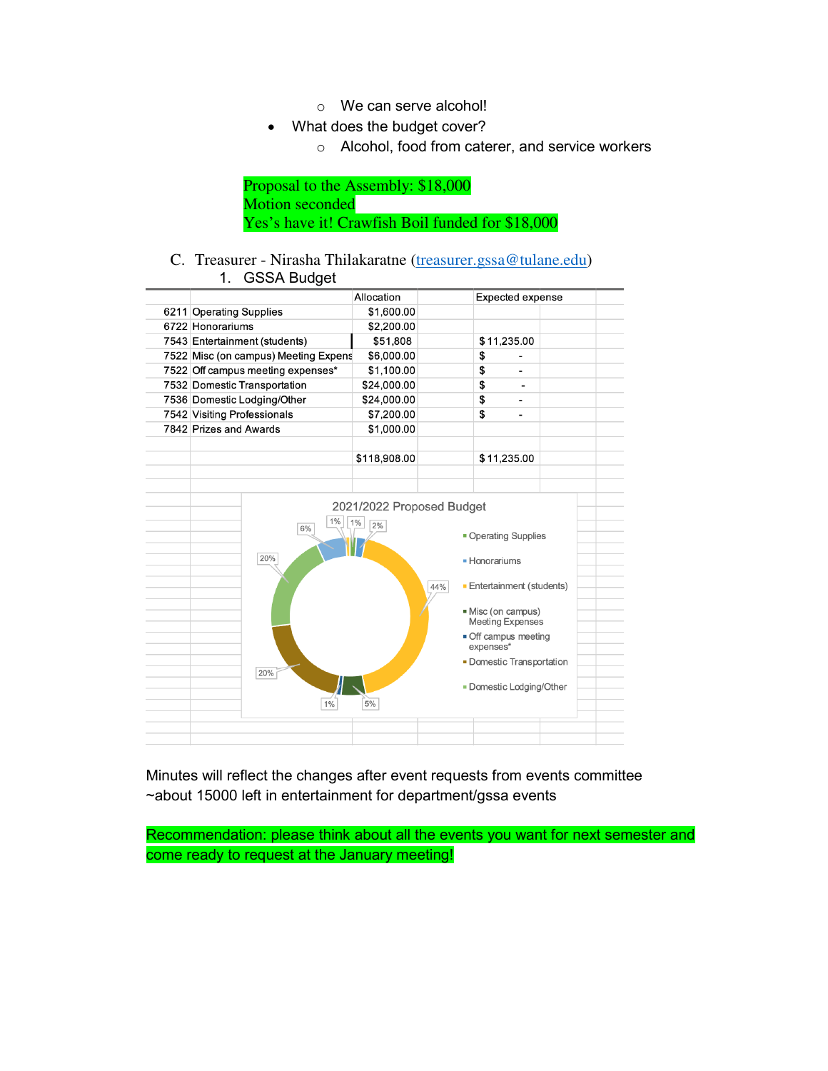- We can serve alcohol!
- What does the budget cover?
  - Alcohol, food from caterer, and service workers

Proposal to the Assembly: $18,000
Motion seconded
Yes's have it! Crawfish Boil funded for $18,000

C. Treasurer - Nirasha Thilakaratne (treasurer.gssa@tulane.edu)

1. GSSA Budget

| | | Allocation | Expected expense |
|---|---|---|---|
| 6211 | Operating Supplies | $1,600.00 | |
| 6722 | Honorariums | $2,200.00 | |
| 7543 | Entertainment (students) | $51,808 | $ 11,235.00 |
| 7522 | Misc (on campus) Meeting Expens | $6,000.00 | $ - |
| 7522 | Off campus meeting expenses* | $1,100.00 | $ - |
| 7532 | Domestic Transportation | $24,000.00 | $ - |
| 7536 | Domestic Lodging/Other | $24,000.00 | $ - |
| 7542 | Visiting Professionals | $7,200.00 | $ - |
| 7842 | Prizes and Awards | $1,000.00 | |
| | | $118,908.00 | $ 11,235.00 |

2021/2022 Proposed Budget

| Category | Percentage |
|---|---|
| Operating Supplies | 1% |
| Honorariums | 2% |
| Entertainment (students) | 44% |
| Misc (on campus) Meeting Expenses | 5% |
| Off campus meeting expenses* | 1% |
| Domestic Transportation | 20% |
| Domestic Lodging/Other | 20% |
| | 6% |
| | 1% |

Minutes will reflect the changes after event requests from events committee
~about 15000 left in entertainment for department/gssa events

Recommendation: please think about all the events you want for next semester and come ready to request at the January meeting!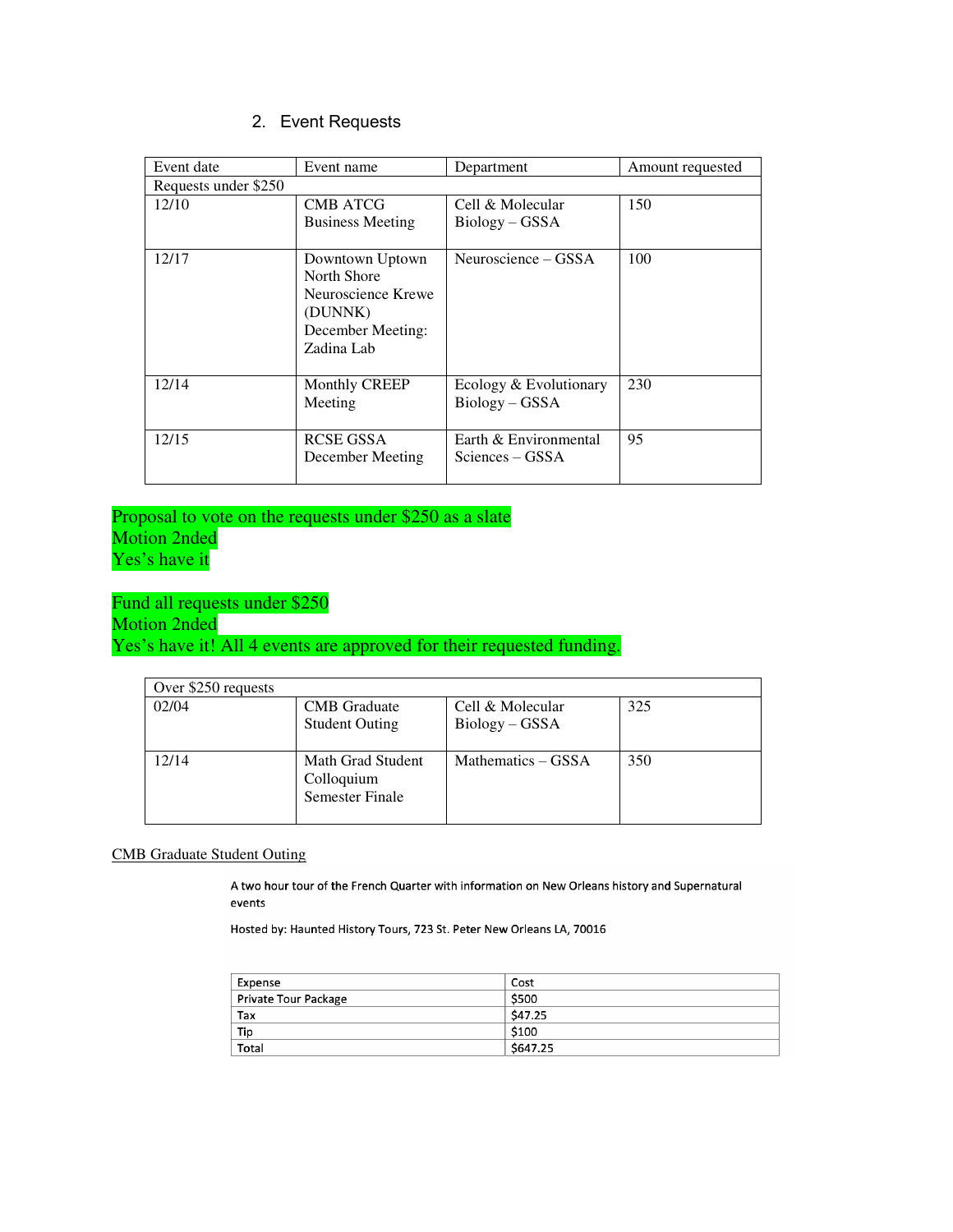2. Event Requests

| Event date | Event name | Department | Amount requested |
|---|---|---|---|
| Requests under $250 | | | |
| 12/10 | CMB ATCG Business Meeting | Cell & Molecular Biology – GSSA | 150 |
| 12/17 | Downtown Uptown North Shore Neuroscience Krewe (DUNNK) December Meeting: Zadina Lab | Neuroscience – GSSA | 100 |
| 12/14 | Monthly CREEP Meeting | Ecology & Evolutionary Biology – GSSA | 230 |
| 12/15 | RCSE GSSA December Meeting | Earth & Environmental Sciences – GSSA | 95 |

Proposal to vote on the requests under $250 as a slate
Motion 2nded
Yes's have it

Fund all requests under $250
Motion 2nded
Yes's have it! All 4 events are approved for their requested funding.

| Over $250 requests | | | |
|---|---|---|---|
| 02/04 | CMB Graduate Student Outing | Cell & Molecular Biology – GSSA | 325 |
| 12/14 | Math Grad Student Colloquium Semester Finale | Mathematics – GSSA | 350 |

CMB Graduate Student Outing

A two hour tour of the French Quarter with information on New Orleans history and Supernatural events

Hosted by: Haunted History Tours, 723 St. Peter New Orleans LA, 70016

| Expense | Cost |
|---|---|
| Private Tour Package | $500 |
| Tax | $47.25 |
| Tip | $100 |
| Total | $647.25 |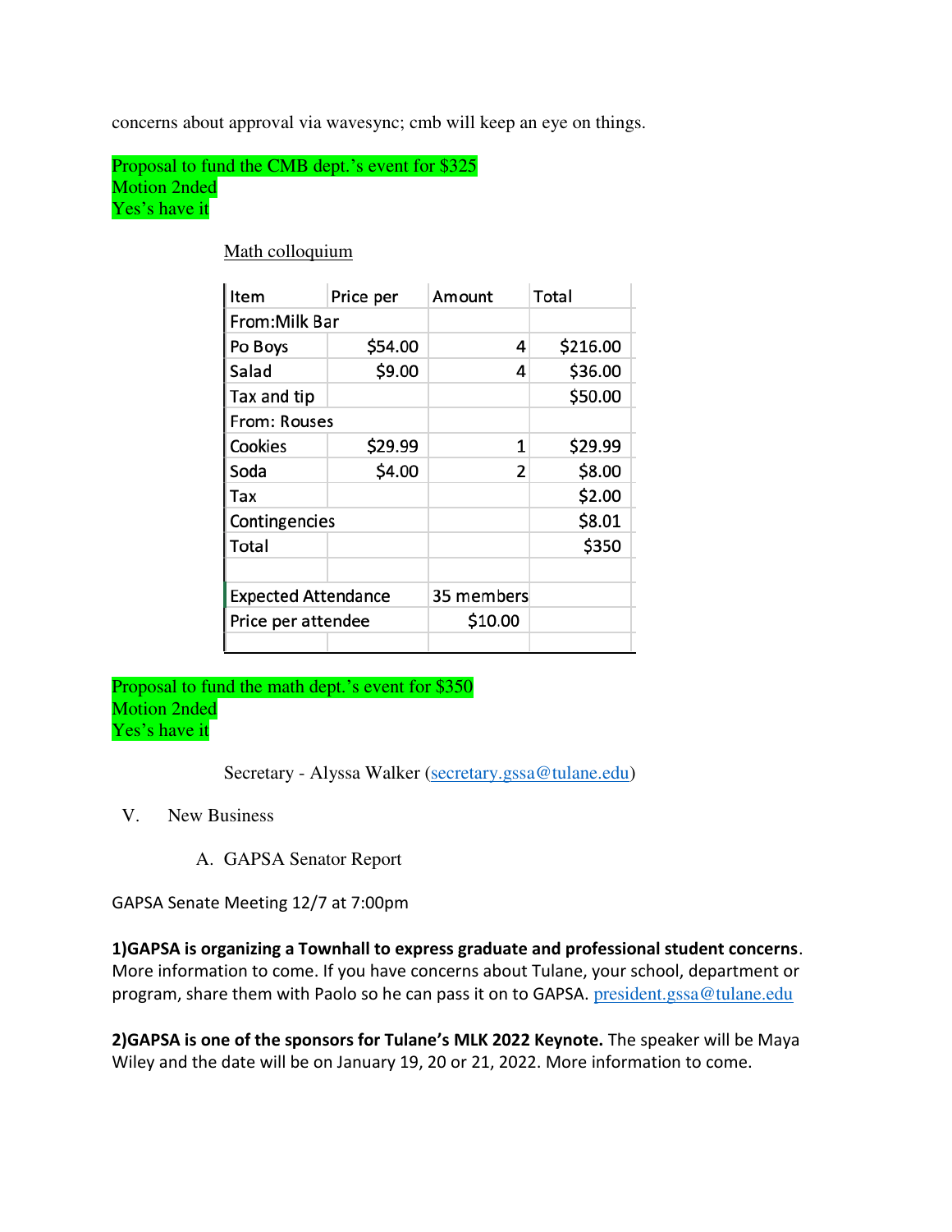concerns about approval via wavesync; cmb will keep an eye on things.

Proposal to fund the CMB dept.'s event for $325
Motion 2nded
Yes's have it

Math colloquium

| Item | Price per | Amount | Total |
|---|---|---|---|
| From:Milk Bar | | | |
| Po Boys | $54.00 | 4 | $216.00 |
| Salad | $9.00 | 4 | $36.00 |
| Tax and tip | | | $50.00 |
| From: Rouses | | | |
| Cookies | $29.99 | 1 | $29.99 |
| Soda | $4.00 | 2 | $8.00 |
| Tax | | | $2.00 |
| Contingencies | | | $8.01 |
| Total | | | $350 |
| | | | |
| Expected Attendance | | 35 members | |
| Price per attendee | | $10.00 | |

Proposal to fund the math dept.'s event for $350
Motion 2nded
Yes's have it

Secretary - Alyssa Walker (secretary.gssa@tulane.edu)

V. New Business

A. GAPSA Senator Report

GAPSA Senate Meeting 12/7 at 7:00pm

**1)GAPSA is organizing a Townhall to express graduate and professional student concerns**. More information to come. If you have concerns about Tulane, your school, department or program, share them with Paolo so he can pass it on to GAPSA. president.gssa@tulane.edu

**2)GAPSA is one of the sponsors for Tulane's MLK 2022 Keynote.** The speaker will be Maya Wiley and the date will be on January 19, 20 or 21, 2022. More information to come.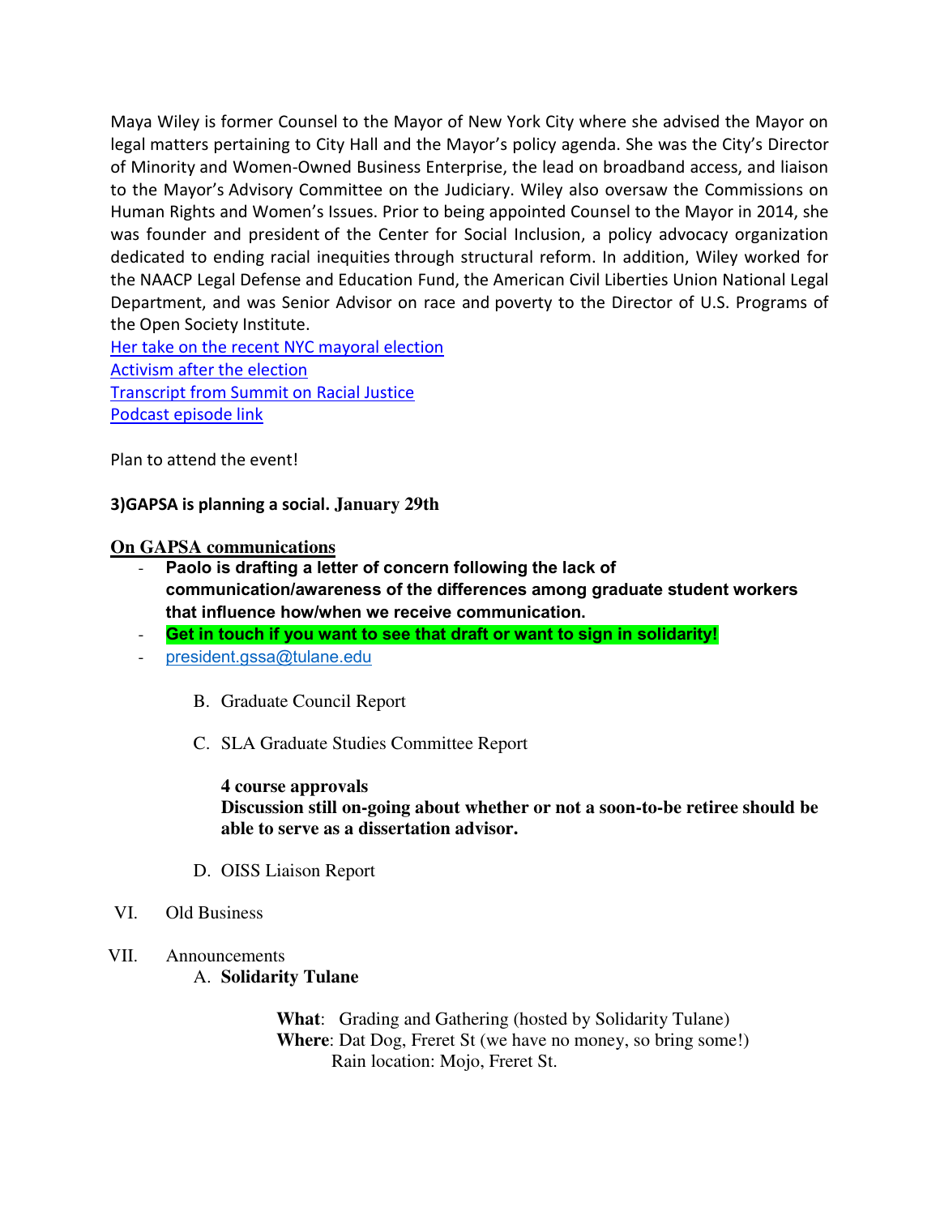Maya Wiley is former Counsel to the Mayor of New York City where she advised the Mayor on legal matters pertaining to City Hall and the Mayor's policy agenda. She was the City's Director of Minority and Women-Owned Business Enterprise, the lead on broadband access, and liaison to the Mayor's Advisory Committee on the Judiciary. Wiley also oversaw the Commissions on Human Rights and Women's Issues. Prior to being appointed Counsel to the Mayor in 2014, she was founder and president of the Center for Social Inclusion, a policy advocacy organization dedicated to ending racial inequities through structural reform. In addition, Wiley worked for the NAACP Legal Defense and Education Fund, the American Civil Liberties Union National Legal Department, and was Senior Advisor on race and poverty to the Director of U.S. Programs of the Open Society Institute.

Her take on the recent NYC mayoral election
Activism after the election
Transcript from Summit on Racial Justice
Podcast episode link

Plan to attend the event!

**3)GAPSA is planning a social. January 29th**

**On GAPSA communications**

- **Paolo is drafting a letter of concern following the lack of communication/awareness of the differences among graduate student workers that influence how/when we receive communication.**
- **Get in touch if you want to see that draft or want to sign in solidarity!**
- president.gssa@tulane.edu

B. Graduate Council Report

C. SLA Graduate Studies Committee Report

**4 course approvals**
**Discussion still on-going about whether or not a soon-to-be retiree should be able to serve as a dissertation advisor.**

D. OISS Liaison Report

VI. Old Business

VII. Announcements

A. **Solidarity Tulane**

**What**: Grading and Gathering (hosted by Solidarity Tulane)
**Where**: Dat Dog, Freret St (we have no money, so bring some!)
Rain location: Mojo, Freret St.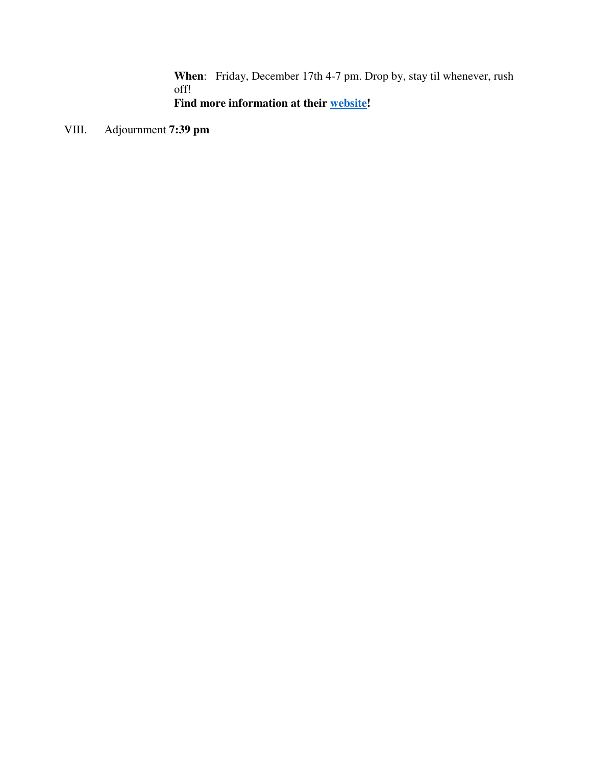**When**: Friday, December 17th 4-7 pm. Drop by, stay til whenever, rush off!
**Find more information at their website!**

VIII. Adjournment **7:39 pm**